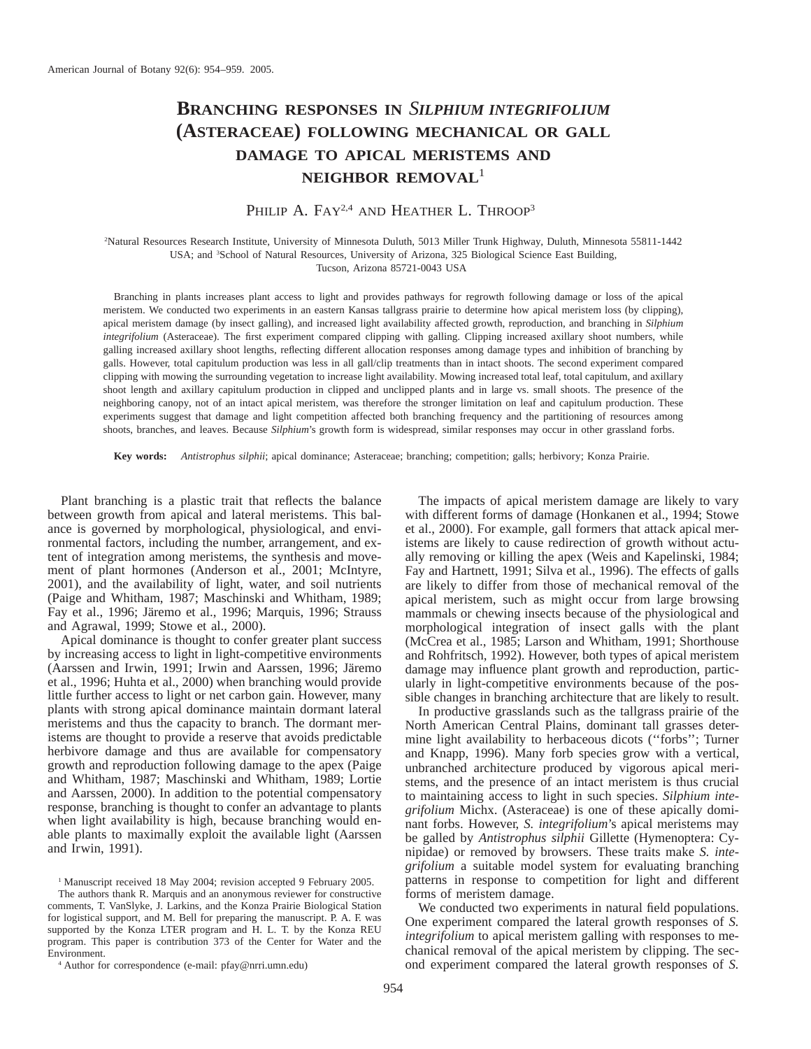# BRANCHING RESPONSES IN *SILPHIUM INTEGRIFOLIUM* (ASTERACEAE) FOLLOWING MECHANICAL OR GALL DAMAGE TO APICAL MERISTEMS AND NEIGHBOR REMOVAL[1]

PHILIP A. FAY[2,4] AND HEATHER L. THROOP[3]

[2]Natural Resources Research Institute, University of Minnesota Duluth, 5013 Miller Trunk Highway, Duluth, Minnesota 55811-1442 USA; and [3]School of Natural Resources, University of Arizona, 325 Biological Science East Building, Tucson, Arizona 85721-0043 USA

Branching in plants increases plant access to light and provides pathways for regrowth following damage or loss of the apical meristem. We conducted two experiments in an eastern Kansas tallgrass prairie to determine how apical meristem loss (by clipping), apical meristem damage (by insect galling), and increased light availability affected growth, reproduction, and branching in *Silphium integrifolium* (Asteraceae). The first experiment compared clipping with galling. Clipping increased axillary shoot numbers, while galling increased axillary shoot lengths, reflecting different allocation responses among damage types and inhibition of branching by galls. However, total capitulum production was less in all gall/clip treatments than in intact shoots. The second experiment compared clipping with mowing the surrounding vegetation to increase light availability. Mowing increased total leaf, total capitulum, and axillary shoot length and axillary capitulum production in clipped and unclipped plants and in large vs. small shoots. The presence of the neighboring canopy, not of an intact apical meristem, was therefore the stronger limitation on leaf and capitulum production. These experiments suggest that damage and light competition affected both branching frequency and the partitioning of resources among shoots, branches, and leaves. Because *Silphium*'s growth form is widespread, similar responses may occur in other grassland forbs.

**Key words:** *Antistrophus silphii*; apical dominance; Asteraceae; branching; competition; galls; herbivory; Konza Prairie.

Plant branching is a plastic trait that reflects the balance between growth from apical and lateral meristems. This balance is governed by morphological, physiological, and environmental factors, including the number, arrangement, and extent of integration among meristems, the synthesis and movement of plant hormones (Anderson et al., 2001; McIntyre, 2001), and the availability of light, water, and soil nutrients (Paige and Whitham, 1987; Maschinski and Whitham, 1989; Fay et al., 1996; Järemo et al., 1996; Marquis, 1996; Strauss and Agrawal, 1999; Stowe et al., 2000).

Apical dominance is thought to confer greater plant success by increasing access to light in light-competitive environments (Aarssen and Irwin, 1991; Irwin and Aarssen, 1996; Järemo et al., 1996; Huhta et al., 2000) when branching would provide little further access to light or net carbon gain. However, many plants with strong apical dominance maintain dormant lateral meristems and thus the capacity to branch. The dormant meristems are thought to provide a reserve that avoids predictable herbivore damage and thus are available for compensatory growth and reproduction following damage to the apex (Paige and Whitham, 1987; Maschinski and Whitham, 1989; Lortie and Aarssen, 2000). In addition to the potential compensatory response, branching is thought to confer an advantage to plants when light availability is high, because branching would enable plants to maximally exploit the available light (Aarssen and Irwin, 1991).

The impacts of apical meristem damage are likely to vary with different forms of damage (Honkanen et al., 1994; Stowe et al., 2000). For example, gall formers that attack apical meristems are likely to cause redirection of growth without actually removing or killing the apex (Weis and Kapelinski, 1984; Fay and Hartnett, 1991; Silva et al., 1996). The effects of galls are likely to differ from those of mechanical removal of the apical meristem, such as might occur from large browsing mammals or chewing insects because of the physiological and morphological integration of insect galls with the plant (McCrea et al., 1985; Larson and Whitham, 1991; Shorthouse and Rohfritsch, 1992). However, both types of apical meristem damage may influence plant growth and reproduction, particularly in light-competitive environments because of the possible changes in branching architecture that are likely to result.

In productive grasslands such as the tallgrass prairie of the North American Central Plains, dominant tall grasses determine light availability to herbaceous dicots ("forbs"; Turner and Knapp, 1996). Many forb species grow with a vertical, unbranched architecture produced by vigorous apical meristems, and the presence of an intact meristem is thus crucial to maintaining access to light in such species. *Silphium integrifolium* Michx. (Asteraceae) is one of these apically dominant forbs. However, *S. integrifolium*'s apical meristems may be galled by *Antistrophus silphii* Gillette (Hymenoptera: Cynipidae) or removed by browsers. These traits make *S. integrifolium* a suitable model system for evaluating branching patterns in response to competition for light and different forms of meristem damage.

We conducted two experiments in natural field populations. One experiment compared the lateral growth responses of *S. integrifolium* to apical meristem galling with responses to mechanical removal of the apical meristem by clipping. The second experiment compared the lateral growth responses of *S.*

[1] Manuscript received 18 May 2004; revision accepted 9 February 2005.

The authors thank R. Marquis and an anonymous reviewer for constructive comments, T. VanSlyke, J. Larkins, and the Konza Prairie Biological Station for logistical support, and M. Bell for preparing the manuscript. P. A. F. was supported by the Konza LTER program and H. L. T. by the Konza REU program. This paper is contribution 373 of the Center for Water and the Environment.

[4] Author for correspondence (e-mail: pfay@nrri.umn.edu)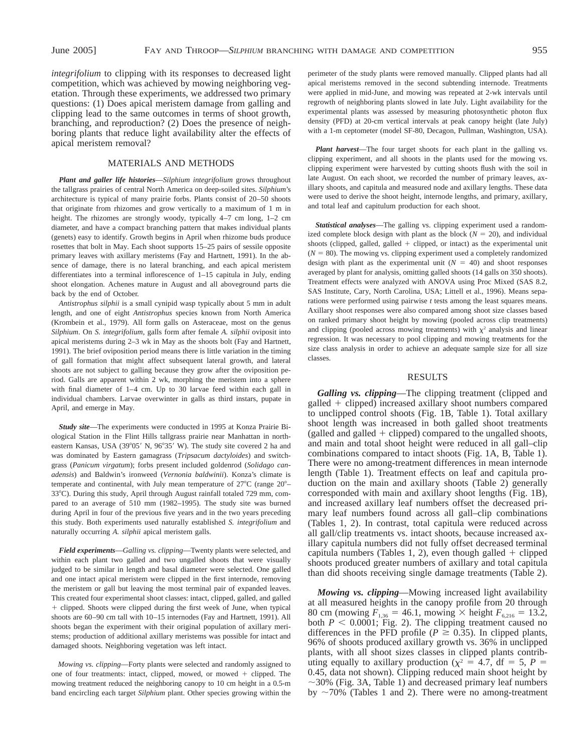*integrifolium* to clipping with its responses to decreased light competition, which was achieved by mowing neighboring vegetation. Through these experiments, we addressed two primary questions: (1) Does apical meristem damage from galling and clipping lead to the same outcomes in terms of shoot growth, branching, and reproduction? (2) Does the presence of neighboring plants that reduce light availability alter the effects of apical meristem removal?

## MATERIALS AND METHODS

***Plant and galler life histories***—*Silphium integrifolium* grows throughout the tallgrass prairies of central North America on deep-soiled sites. *Silphium*'s architecture is typical of many prairie forbs. Plants consist of 20–50 shoots that originate from rhizomes and grow vertically to a maximum of 1 m in height. The rhizomes are strongly woody, typically 4–7 cm long, 1–2 cm diameter, and have a compact branching pattern that makes individual plants (genets) easy to identify. Growth begins in April when rhizome buds produce rosettes that bolt in May. Each shoot supports 15–25 pairs of sessile opposite primary leaves with axillary meristems (Fay and Hartnett, 1991). In the absence of damage, there is no lateral branching, and each apical meristem differentiates into a terminal inflorescence of 1–15 capitula in July, ending shoot elongation. Achenes mature in August and all aboveground parts die back by the end of October.

*Antistrophus silphii* is a small cynipid wasp typically about 5 mm in adult length, and one of eight *Antistrophus* species known from North America (Krombein et al., 1979). All form galls on Asteraceae, most on the genus *Silphium*. On *S. integrifolium*, galls form after female *A. silphii* oviposit into apical meristems during 2–3 wk in May as the shoots bolt (Fay and Hartnett, 1991). The brief oviposition period means there is little variation in the timing of gall formation that might affect subsequent lateral growth, and lateral shoots are not subject to galling because they grow after the oviposition period. Galls are apparent within 2 wk, morphing the meristem into a sphere with final diameter of 1–4 cm. Up to 30 larvae feed within each gall in individual chambers. Larvae overwinter in galls as third instars, pupate in April, and emerge in May.

***Study site***—The experiments were conducted in 1995 at Konza Prairie Biological Station in the Flint Hills tallgrass prairie near Manhattan in northeastern Kansas, USA (39°05′ N, 96°35′ W). The study site covered 2 ha and was dominated by Eastern gamagrass (*Tripsacum dactyloides*) and switchgrass (*Panicum virgatum*); forbs present included goldenrod (*Solidago canadensis*) and Baldwin's ironweed (*Vernonia baldwinii*). Konza's climate is temperate and continental, with July mean temperature of 27°C (range 20°–33°C). During this study, April through August rainfall totaled 729 mm, compared to an average of 510 mm (1982–1995). The study site was burned during April in four of the previous five years and in the two years preceding this study. Both experiments used naturally established *S. integrifolium* and naturally occurring *A. silphii* apical meristem galls.

***Field experiments***—*Galling vs. clipping*—Twenty plants were selected, and within each plant two galled and two ungalled shoots that were visually judged to be similar in length and basal diameter were selected. One galled and one intact apical meristem were clipped in the first internode, removing the meristem or gall but leaving the most terminal pair of expanded leaves. This created four experimental shoot classes: intact, clipped, galled, and galled + clipped. Shoots were clipped during the first week of June, when typical shoots are 60–90 cm tall with 10–15 internodes (Fay and Hartnett, 1991). All shoots began the experiment with their original population of axillary meristems; production of additional axillary meristems was possible for intact and damaged shoots. Neighboring vegetation was left intact.

*Mowing vs. clipping*—Forty plants were selected and randomly assigned to one of four treatments: intact, clipped, mowed, or mowed + clipped. The mowing treatment reduced the neighboring canopy to 10 cm height in a 0.5-m band encircling each target *Silphium* plant. Other species growing within the perimeter of the study plants were removed manually. Clipped plants had all apical meristems removed in the second subtending internode. Treatments were applied in mid-June, and mowing was repeated at 2-wk intervals until regrowth of neighboring plants slowed in late July. Light availability for the experimental plants was assessed by measuring photosynthetic photon flux density (PFD) at 20-cm vertical intervals at peak canopy height (late July) with a 1-m ceptometer (model SF-80, Decagon, Pullman, Washington, USA).

***Plant harvest***—The four target shoots for each plant in the galling vs. clipping experiment, and all shoots in the plants used for the mowing vs. clipping experiment were harvested by cutting shoots flush with the soil in late August. On each shoot, we recorded the number of primary leaves, axillary shoots, and capitula and measured node and axillary lengths. These data were used to derive the shoot height, internode lengths, and primary, axillary, and total leaf and capitulum production for each shoot.

***Statistical analyses***—The galling vs. clipping experiment used a randomized complete block design with plant as the block ($N = 20$), and individual shoots (clipped, galled, galled + clipped, or intact) as the experimental unit ($N = 80$). The mowing vs. clipping experiment used a completely randomized design with plant as the experimental unit ($N = 40$) and shoot responses averaged by plant for analysis, omitting galled shoots (14 galls on 350 shoots). Treatment effects were analyzed with ANOVA using Proc Mixed (SAS 8.2, SAS Institute, Cary, North Carolina, USA; Littell et al., 1996). Means separations were performed using pairwise *t* tests among the least squares means. Axillary shoot responses were also compared among shoot size classes based on ranked primary shoot height by mowing (pooled across clip treatments) and clipping (pooled across mowing treatments) with $\chi^2$ analysis and linear regression. It was necessary to pool clipping and mowing treatments for the size class analysis in order to achieve an adequate sample size for all size classes.

## RESULTS

***Galling vs. clipping***—The clipping treatment (clipped and galled + clipped) increased axillary shoot numbers compared to unclipped control shoots (Fig. 1B, Table 1). Total axillary shoot length was increased in both galled shoot treatments (galled and galled + clipped) compared to the ungalled shoots, and main and total shoot height were reduced in all gall–clip combinations compared to intact shoots (Fig. 1A, B, Table 1). There were no among-treatment differences in mean internode length (Table 1). Treatment effects on leaf and capitula production on the main and axillary shoots (Table 2) generally corresponded with main and axillary shoot lengths (Fig. 1B), and increased axillary leaf numbers offset the decreased primary leaf numbers found across all gall–clip combinations (Tables 1, 2). In contrast, total capitula were reduced across all gall/clip treatments vs. intact shoots, because increased axillary capitula numbers did not fully offset decreased terminal capitula numbers (Tables 1, 2), even though galled + clipped shoots produced greater numbers of axillary and total capitula than did shoots receiving single damage treatments (Table 2).

***Mowing vs. clipping***—Mowing increased light availability at all measured heights in the canopy profile from 20 through 80 cm (mowing $F_{1,36} = 46.1$, mowing × height $F_{6,216} = 13.2$, both $P < 0.0001$; Fig. 2). The clipping treatment caused no differences in the PFD profile ($P \geq 0.35$). In clipped plants, 96% of shoots produced axillary growth vs. 36% in unclipped plants, with all shoot sizes classes in clipped plants contributing equally to axillary production ($\chi^2 = 4.7$, df = 5, $P = 0.45$, data not shown). Clipping reduced main shoot height by ~30% (Fig. 3A, Table 1) and decreased primary leaf numbers by ~70% (Tables 1 and 2). There were no among-treatment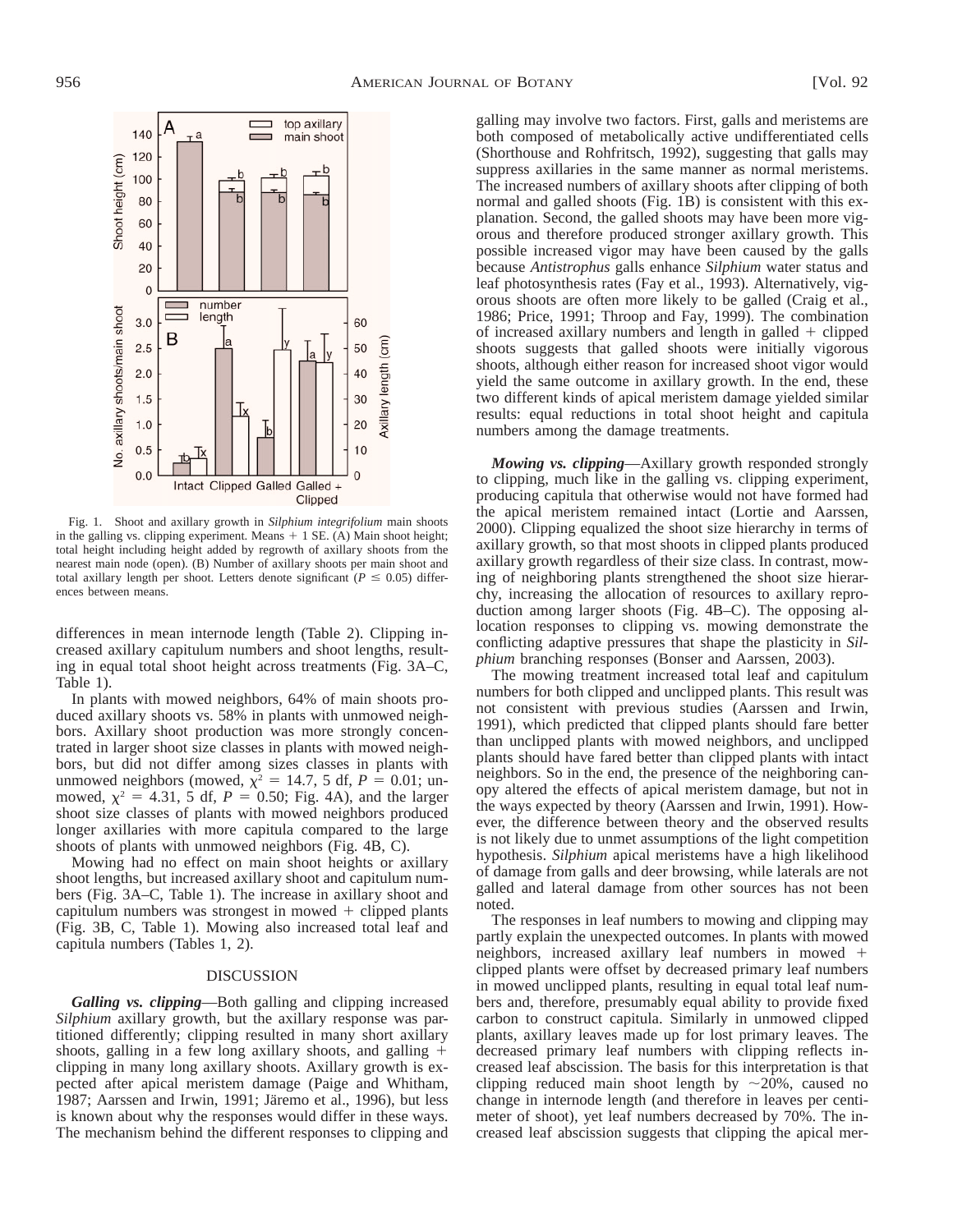Fig. 1. Shoot and axillary growth in *Silphium integrifolium* main shoots in the galling vs. clipping experiment. Means + 1 SE. (A) Main shoot height; total height including height added by regrowth of axillary shoots from the nearest main node (open). (B) Number of axillary shoots per main shoot and total axillary length per shoot. Letters denote significant ($P \leq 0.05$) differences between means.

differences in mean internode length (Table 2). Clipping increased axillary capitulum numbers and shoot lengths, resulting in equal total shoot height across treatments (Fig. 3A–C, Table 1).

In plants with mowed neighbors, 64% of main shoots produced axillary shoots vs. 58% in plants with unmowed neighbors. Axillary shoot production was more strongly concentrated in larger shoot size classes in plants with mowed neighbors, but did not differ among sizes classes in plants with unmowed neighbors (mowed, $\chi^2 = 14.7$, 5 df, $P = 0.01$; unmowed, $\chi^2 = 4.31$, 5 df, $P = 0.50$; Fig. 4A), and the larger shoot size classes of plants with mowed neighbors produced longer axillaries with more capitula compared to the large shoots of plants with unmowed neighbors (Fig. 4B, C).

Mowing had no effect on main shoot heights or axillary shoot lengths, but increased axillary shoot and capitulum numbers (Fig. 3A–C, Table 1). The increase in axillary shoot and capitulum numbers was strongest in mowed + clipped plants (Fig. 3B, C, Table 1). Mowing also increased total leaf and capitula numbers (Tables 1, 2).

## DISCUSSION

***Galling vs. clipping***—Both galling and clipping increased *Silphium* axillary growth, but the axillary response was partitioned differently; clipping resulted in many short axillary shoots, galling in a few long axillary shoots, and galling + clipping in many long axillary shoots. Axillary growth is expected after apical meristem damage (Paige and Whitham, 1987; Aarssen and Irwin, 1991; Järemo et al., 1996), but less is known about why the responses would differ in these ways. The mechanism behind the different responses to clipping and galling may involve two factors. First, galls and meristems are both composed of metabolically active undifferentiated cells (Shorthouse and Rohfritsch, 1992), suggesting that galls may suppress axillaries in the same manner as normal meristems. The increased numbers of axillary shoots after clipping of both normal and galled shoots (Fig. 1B) is consistent with this explanation. Second, the galled shoots may have been more vigorous and therefore produced stronger axillary growth. This possible increased vigor may have been caused by the galls because *Antistrophus* galls enhance *Silphium* water status and leaf photosynthesis rates (Fay et al., 1993). Alternatively, vigorous shoots are often more likely to be galled (Craig et al., 1986; Price, 1991; Throop and Fay, 1999). The combination of increased axillary numbers and length in galled + clipped shoots suggests that galled shoots were initially vigorous shoots, although either reason for increased shoot vigor would yield the same outcome in axillary growth. In the end, these two different kinds of apical meristem damage yielded similar results: equal reductions in total shoot height and capitula numbers among the damage treatments.

***Mowing vs. clipping***—Axillary growth responded strongly to clipping, much like in the galling vs. clipping experiment, producing capitula that otherwise would not have formed had the apical meristem remained intact (Lortie and Aarssen, 2000). Clipping equalized the shoot size hierarchy in terms of axillary growth, so that most shoots in clipped plants produced axillary growth regardless of their size class. In contrast, mowing of neighboring plants strengthened the shoot size hierarchy, increasing the allocation of resources to axillary reproduction among larger shoots (Fig. 4B–C). The opposing allocation responses to clipping vs. mowing demonstrate the conflicting adaptive pressures that shape the plasticity in *Silphium* branching responses (Bonser and Aarssen, 2003).

The mowing treatment increased total leaf and capitulum numbers for both clipped and unclipped plants. This result was not consistent with previous studies (Aarssen and Irwin, 1991), which predicted that clipped plants should fare better than unclipped plants with mowed neighbors, and unclipped plants should have fared better than clipped plants with intact neighbors. So in the end, the presence of the neighboring canopy altered the effects of apical meristem damage, but not in the ways expected by theory (Aarssen and Irwin, 1991). However, the difference between theory and the observed results is not likely due to unmet assumptions of the light competition hypothesis. *Silphium* apical meristems have a high likelihood of damage from galls and deer browsing, while laterals are not galled and lateral damage from other sources has not been noted.

The responses in leaf numbers to mowing and clipping may partly explain the unexpected outcomes. In plants with mowed neighbors, increased axillary leaf numbers in mowed + clipped plants were offset by decreased primary leaf numbers in mowed unclipped plants, resulting in equal total leaf numbers and, therefore, presumably equal ability to provide fixed carbon to construct capitula. Similarly in unmowed clipped plants, axillary leaves made up for lost primary leaves. The decreased primary leaf numbers with clipping reflects increased leaf abscission. The basis for this interpretation is that clipping reduced main shoot length by ~20%, caused no change in internode length (and therefore in leaves per centimeter of shoot), yet leaf numbers decreased by 70%. The increased leaf abscission suggests that clipping the apical mer-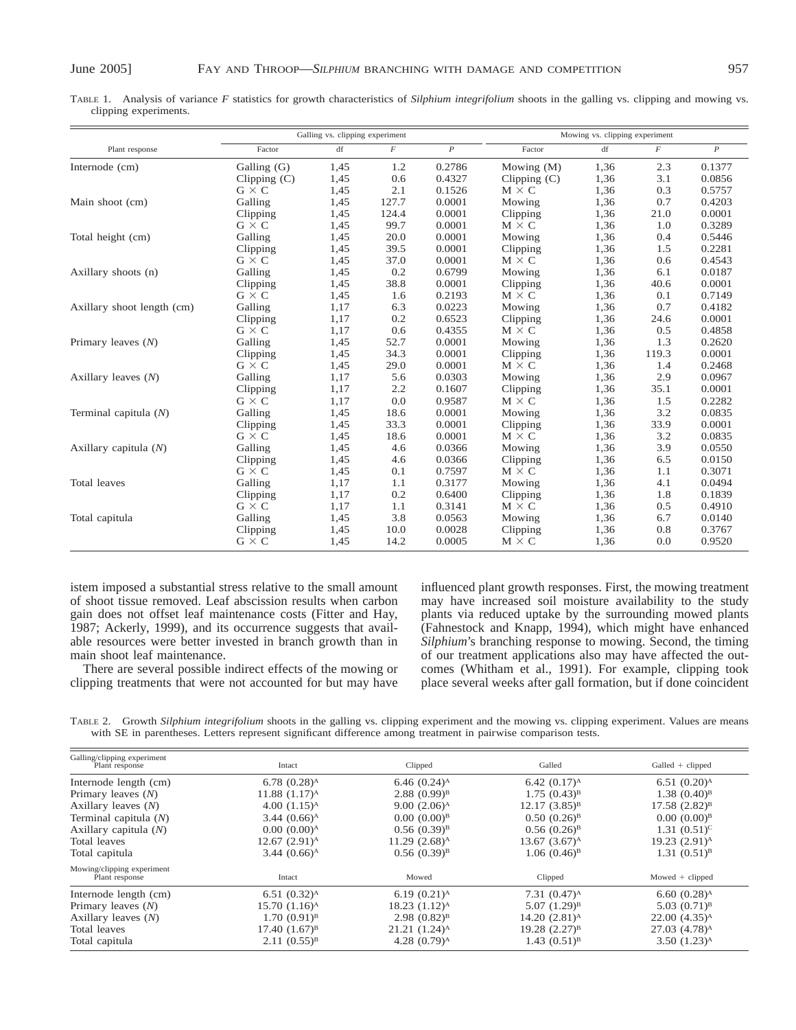TABLE 1. Analysis of variance *F* statistics for growth characteristics of *Silphium integrifolium* shoots in the galling vs. clipping and mowing vs. clipping experiments.

| Plant response | Galling vs. clipping experiment | | | | Mowing vs. clipping experiment | | | |
|---|---|---|---|---|---|---|---|---|
| | Factor | df | *F* | *P* | Factor | df | *F* | *P* |
| Internode (cm) | Galling (G) | 1,45 | 1.2 | 0.2786 | Mowing (M) | 1,36 | 2.3 | 0.1377 |
| | Clipping (C) | 1,45 | 0.6 | 0.4327 | Clipping (C) | 1,36 | 3.1 | 0.0856 |
| | G × C | 1,45 | 2.1 | 0.1526 | M × C | 1,36 | 0.3 | 0.5757 |
| Main shoot (cm) | Galling | 1,45 | 127.7 | 0.0001 | Mowing | 1,36 | 0.7 | 0.4203 |
| | Clipping | 1,45 | 124.4 | 0.0001 | Clipping | 1,36 | 21.0 | 0.0001 |
| | G × C | 1,45 | 99.7 | 0.0001 | M × C | 1,36 | 1.0 | 0.3289 |
| Total height (cm) | Galling | 1,45 | 20.0 | 0.0001 | Mowing | 1,36 | 0.4 | 0.5446 |
| | Clipping | 1,45 | 39.5 | 0.0001 | Clipping | 1,36 | 1.5 | 0.2281 |
| | G × C | 1,45 | 37.0 | 0.0001 | M × C | 1,36 | 0.6 | 0.4543 |
| Axillary shoots (n) | Galling | 1,45 | 0.2 | 0.6799 | Mowing | 1,36 | 6.1 | 0.0187 |
| | Clipping | 1,45 | 38.8 | 0.0001 | Clipping | 1,36 | 40.6 | 0.0001 |
| | G × C | 1,45 | 1.6 | 0.2193 | M × C | 1,36 | 0.1 | 0.7149 |
| Axillary shoot length (cm) | Galling | 1,17 | 6.3 | 0.0223 | Mowing | 1,36 | 0.7 | 0.4182 |
| | Clipping | 1,17 | 0.2 | 0.6523 | Clipping | 1,36 | 24.6 | 0.0001 |
| | G × C | 1,17 | 0.6 | 0.4355 | M × C | 1,36 | 0.5 | 0.4858 |
| Primary leaves (*N*) | Galling | 1,45 | 52.7 | 0.0001 | Mowing | 1,36 | 1.3 | 0.2620 |
| | Clipping | 1,45 | 34.3 | 0.0001 | Clipping | 1,36 | 119.3 | 0.0001 |
| | G × C | 1,45 | 29.0 | 0.0001 | M × C | 1,36 | 1.4 | 0.2468 |
| Axillary leaves (*N*) | Galling | 1,17 | 5.6 | 0.0303 | Mowing | 1,36 | 2.9 | 0.0967 |
| | Clipping | 1,17 | 2.2 | 0.1607 | Clipping | 1,36 | 35.1 | 0.0001 |
| | G × C | 1,17 | 0.0 | 0.9587 | M × C | 1,36 | 1.5 | 0.2282 |
| Terminal capitula (*N*) | Galling | 1,45 | 18.6 | 0.0001 | Mowing | 1,36 | 3.2 | 0.0835 |
| | Clipping | 1,45 | 33.3 | 0.0001 | Clipping | 1,36 | 33.9 | 0.0001 |
| | G × C | 1,45 | 18.6 | 0.0001 | M × C | 1,36 | 3.2 | 0.0835 |
| Axillary capitula (*N*) | Galling | 1,45 | 4.6 | 0.0366 | Mowing | 1,36 | 3.9 | 0.0550 |
| | Clipping | 1,45 | 4.6 | 0.0366 | Clipping | 1,36 | 6.5 | 0.0150 |
| | G × C | 1,45 | 0.1 | 0.7597 | M × C | 1,36 | 1.1 | 0.3071 |
| Total leaves | Galling | 1,17 | 1.1 | 0.3177 | Mowing | 1,36 | 4.1 | 0.0494 |
| | Clipping | 1,17 | 0.2 | 0.6400 | Clipping | 1,36 | 1.8 | 0.1839 |
| | G × C | 1,17 | 1.1 | 0.3141 | M × C | 1,36 | 0.5 | 0.4910 |
| Total capitula | Galling | 1,45 | 3.8 | 0.0563 | Mowing | 1,36 | 6.7 | 0.0140 |
| | Clipping | 1,45 | 10.0 | 0.0028 | Clipping | 1,36 | 0.8 | 0.3767 |
| | G × C | 1,45 | 14.2 | 0.0005 | M × C | 1,36 | 0.0 | 0.9520 |

istem imposed a substantial stress relative to the small amount of shoot tissue removed. Leaf abscission results when carbon gain does not offset leaf maintenance costs (Fitter and Hay, 1987; Ackerly, 1999), and its occurrence suggests that available resources were better invested in branch growth than in main shoot leaf maintenance.

There are several possible indirect effects of the mowing or clipping treatments that were not accounted for but may have influenced plant growth responses. First, the mowing treatment may have increased soil moisture availability to the study plants via reduced uptake by the surrounding mowed plants (Fahnestock and Knapp, 1994), which might have enhanced *Silphium*'s branching response to mowing. Second, the timing of our treatment applications also may have affected the outcomes (Whitham et al., 1991). For example, clipping took place several weeks after gall formation, but if done coincident

TABLE 2. Growth *Silphium integrifolium* shoots in the galling vs. clipping experiment and the mowing vs. clipping experiment. Values are means with SE in parentheses. Letters represent significant difference among treatment in pairwise comparison tests.

| Galling/clipping experiment Plant response | Intact | Clipped | Galled | Galled + clipped |
|---|---|---|---|---|
| Internode length (cm) | 6.78 (0.28)[A] | 6.46 (0.24)[A] | 6.42 (0.17)[A] | 6.51 (0.20)[A] |
| Primary leaves (*N*) | 11.88 (1.17)[A] | 2.88 (0.99)[B] | 1.75 (0.43)[B] | 1.38 (0.40)[B] |
| Axillary leaves (*N*) | 4.00 (1.15)[A] | 9.00 (2.06)[A] | 12.17 (3.85)[B] | 17.58 (2.82)[B] |
| Terminal capitula (*N*) | 3.44 (0.66)[A] | 0.00 (0.00)[B] | 0.50 (0.26)[B] | 0.00 (0.00)[B] |
| Axillary capitula (*N*) | 0.00 (0.00)[A] | 0.56 (0.39)[B] | 0.56 (0.26)[B] | 1.31 (0.51)[C] |
| Total leaves | 12.67 (2.91)[A] | 11.29 (2.68)[A] | 13.67 (3.67)[A] | 19.23 (2.91)[A] |
| Total capitula | 3.44 (0.66)[A] | 0.56 (0.39)[B] | 1.06 (0.46)[B] | 1.31 (0.51)[B] |
| **Mowing/clipping experiment Plant response** | **Intact** | **Mowed** | **Clipped** | **Mowed + clipped** |
| Internode length (cm) | 6.51 (0.32)[A] | 6.19 (0.21)[A] | 7.31 (0.47)[A] | 6.60 (0.28)[A] |
| Primary leaves (*N*) | 15.70 (1.16)[A] | 18.23 (1.12)[A] | 5.07 (1.29)[B] | 5.03 (0.71)[B] |
| Axillary leaves (*N*) | 1.70 (0.91)[B] | 2.98 (0.82)[B] | 14.20 (2.81)[A] | 22.00 (4.35)[A] |
| Total leaves | 17.40 (1.67)[B] | 21.21 (1.24)[A] | 19.28 (2.27)[B] | 27.03 (4.78)[A] |
| Total capitula | 2.11 (0.55)[B] | 4.28 (0.79)[A] | 1.43 (0.51)[B] | 3.50 (1.23)[A] |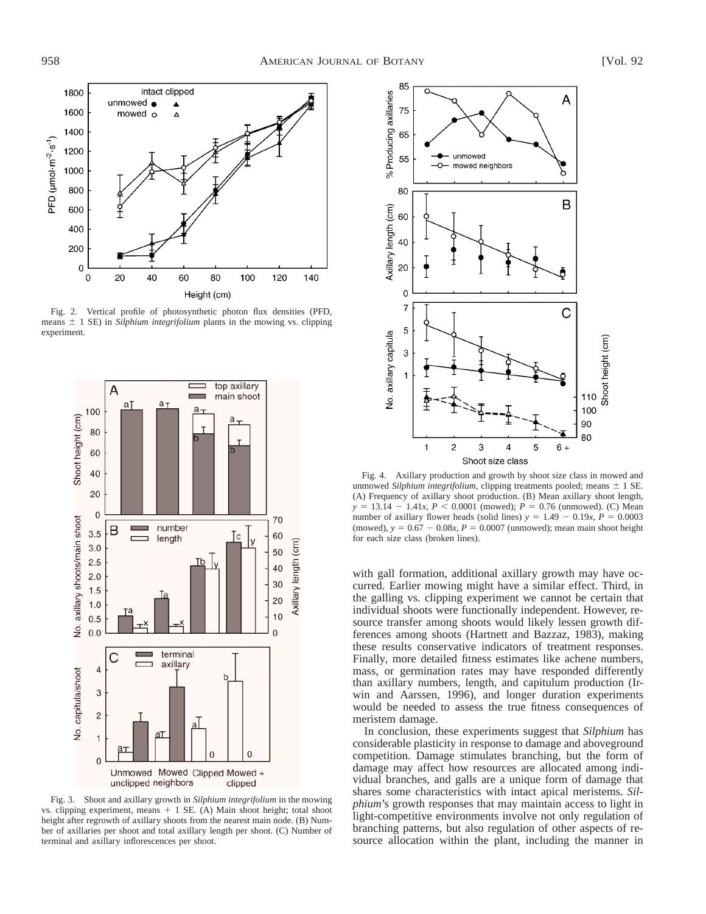Fig. 2. Vertical profile of photosynthetic photon flux densities (PFD, means ± 1 SE) in *Silphium integrifolium* plants in the mowing vs. clipping experiment.

Fig. 3. Shoot and axillary growth in *Silphium integrifolium* in the mowing vs. clipping experiment, means + 1 SE. (A) Main shoot height; total shoot height after regrowth of axillary shoots from the nearest main node. (B) Number of axillaries per shoot and total axillary length per shoot. (C) Number of terminal and axillary inflorescences per shoot.

Fig. 4. Axillary production and growth by shoot size class in mowed and unmowed *Silphium integrifolium*, clipping treatments pooled; means ± 1 SE. (A) Frequency of axillary shoot production. (B) Mean axillary shoot length, $y = 13.14 - 1.41x$, $P < 0.0001$ (mowed); $P = 0.76$ (unmowed). (C) Mean number of axillary flower heads (solid lines) $y = 1.49 - 0.19x$, $P = 0.0003$ (mowed), $y = 0.67 - 0.08x$, $P = 0.0007$ (unmowed); mean main shoot height for each size class (broken lines).

with gall formation, additional axillary growth may have occurred. Earlier mowing might have a similar effect. Third, in the galling vs. clipping experiment we cannot be certain that individual shoots were functionally independent. However, resource transfer among shoots would likely lessen growth differences among shoots (Hartnett and Bazzaz, 1983), making these results conservative indicators of treatment responses. Finally, more detailed fitness estimates like achene numbers, mass, or germination rates may have responded differently than axillary numbers, length, and capitulum production (Irwin and Aarssen, 1996), and longer duration experiments would be needed to assess the true fitness consequences of meristem damage.

In conclusion, these experiments suggest that *Silphium* has considerable plasticity in response to damage and aboveground competition. Damage stimulates branching, but the form of damage may affect how resources are allocated among individual branches, and galls are a unique form of damage that shares some characteristics with intact apical meristems. *Silphium*'s growth responses that may maintain access to light in light-competitive environments involve not only regulation of branching patterns, but also regulation of other aspects of resource allocation within the plant, including the manner in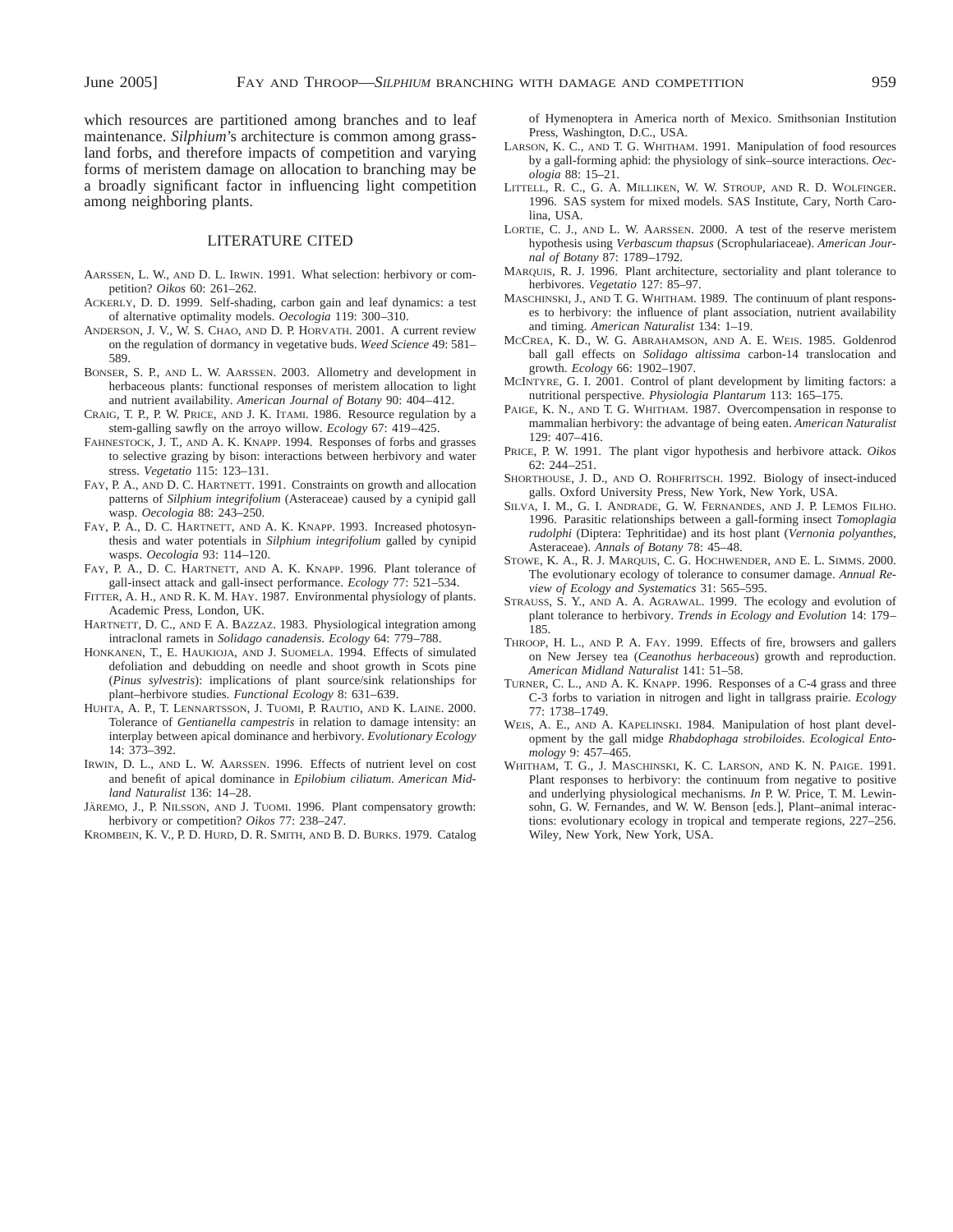which resources are partitioned among branches and to leaf maintenance. *Silphium*'s architecture is common among grassland forbs, and therefore impacts of competition and varying forms of meristem damage on allocation to branching may be a broadly significant factor in influencing light competition among neighboring plants.

## LITERATURE CITED

Aarssen, L. W., and D. L. Irwin. 1991. What selection: herbivory or competition? *Oikos* 60: 261–262.

Ackerly, D. D. 1999. Self-shading, carbon gain and leaf dynamics: a test of alternative optimality models. *Oecologia* 119: 300–310.

Anderson, J. V., W. S. Chao, and D. P. Horvath. 2001. A current review on the regulation of dormancy in vegetative buds. *Weed Science* 49: 581–589.

Bonser, S. P., and L. W. Aarssen. 2003. Allometry and development in herbaceous plants: functional responses of meristem allocation to light and nutrient availability. *American Journal of Botany* 90: 404–412.

Craig, T. P., P. W. Price, and J. K. Itami. 1986. Resource regulation by a stem-galling sawfly on the arroyo willow. *Ecology* 67: 419–425.

Fahnestock, J. T., and A. K. Knapp. 1994. Responses of forbs and grasses to selective grazing by bison: interactions between herbivory and water stress. *Vegetatio* 115: 123–131.

Fay, P. A., and D. C. Hartnett. 1991. Constraints on growth and allocation patterns of *Silphium integrifolium* (Asteraceae) caused by a cynipid gall wasp. *Oecologia* 88: 243–250.

Fay, P. A., D. C. Hartnett, and A. K. Knapp. 1993. Increased photosynthesis and water potentials in *Silphium integrifolium* galled by cynipid wasps. *Oecologia* 93: 114–120.

Fay, P. A., D. C. Hartnett, and A. K. Knapp. 1996. Plant tolerance of gall-insect attack and gall-insect performance. *Ecology* 77: 521–534.

Fitter, A. H., and R. K. M. Hay. 1987. Environmental physiology of plants. Academic Press, London, UK.

Hartnett, D. C., and F. A. Bazzaz. 1983. Physiological integration among intraclonal ramets in *Solidago canadensis*. *Ecology* 64: 779–788.

Honkanen, T., E. Haukioja, and J. Suomela. 1994. Effects of simulated defoliation and debudding on needle and shoot growth in Scots pine (*Pinus sylvestris*): implications of plant source/sink relationships for plant–herbivore studies. *Functional Ecology* 8: 631–639.

Huhta, A. P., T. Lennartsson, J. Tuomi, P. Rautio, and K. Laine. 2000. Tolerance of *Gentianella campestris* in relation to damage intensity: an interplay between apical dominance and herbivory. *Evolutionary Ecology* 14: 373–392.

Irwin, D. L., and L. W. Aarssen. 1996. Effects of nutrient level on cost and benefit of apical dominance in *Epilobium ciliatum*. *American Midland Naturalist* 136: 14–28.

Järemo, J., P. Nilsson, and J. Tuomi. 1996. Plant compensatory growth: herbivory or competition? *Oikos* 77: 238–247.

Krombein, K. V., P. D. Hurd, D. R. Smith, and B. D. Burks. 1979. Catalog of Hymenoptera in America north of Mexico. Smithsonian Institution Press, Washington, D.C., USA.

Larson, K. C., and T. G. Whitham. 1991. Manipulation of food resources by a gall-forming aphid: the physiology of sink–source interactions. *Oecologia* 88: 15–21.

Littell, R. C., G. A. Milliken, W. W. Stroup, and R. D. Wolfinger. 1996. SAS system for mixed models. SAS Institute, Cary, North Carolina, USA.

Lortie, C. J., and L. W. Aarssen. 2000. A test of the reserve meristem hypothesis using *Verbascum thapsus* (Scrophulariaceae). *American Journal of Botany* 87: 1789–1792.

Marquis, R. J. 1996. Plant architecture, sectoriality and plant tolerance to herbivores. *Vegetatio* 127: 85–97.

Maschinski, J., and T. G. Whitham. 1989. The continuum of plant responses to herbivory: the influence of plant association, nutrient availability and timing. *American Naturalist* 134: 1–19.

McCrea, K. D., W. G. Abrahamson, and A. E. Weis. 1985. Goldenrod ball gall effects on *Solidago altissima* carbon-14 translocation and growth. *Ecology* 66: 1902–1907.

McIntyre, G. I. 2001. Control of plant development by limiting factors: a nutritional perspective. *Physiologia Plantarum* 113: 165–175.

Paige, K. N., and T. G. Whitham. 1987. Overcompensation in response to mammalian herbivory: the advantage of being eaten. *American Naturalist* 129: 407–416.

Price, P. W. 1991. The plant vigor hypothesis and herbivore attack. *Oikos* 62: 244–251.

Shorthouse, J. D., and O. Rohfritsch. 1992. Biology of insect-induced galls. Oxford University Press, New York, New York, USA.

Silva, I. M., G. I. Andrade, G. W. Fernandes, and J. P. Lemos Filho. 1996. Parasitic relationships between a gall-forming insect *Tomoplagia rudolphi* (Diptera: Tephritidae) and its host plant (*Vernonia polyanthes*, Asteraceae). *Annals of Botany* 78: 45–48.

Stowe, K. A., R. J. Marquis, C. G. Hochwender, and E. L. Simms. 2000. The evolutionary ecology of tolerance to consumer damage. *Annual Review of Ecology and Systematics* 31: 565–595.

Strauss, S. Y., and A. A. Agrawal. 1999. The ecology and evolution of plant tolerance to herbivory. *Trends in Ecology and Evolution* 14: 179–185.

Throop, H. L., and P. A. Fay. 1999. Effects of fire, browsers and gallers on New Jersey tea (*Ceanothus herbaceous*) growth and reproduction. *American Midland Naturalist* 141: 51–58.

Turner, C. L., and A. K. Knapp. 1996. Responses of a C-4 grass and three C-3 forbs to variation in nitrogen and light in tallgrass prairie. *Ecology* 77: 1738–1749.

Weis, A. E., and A. Kapelinski. 1984. Manipulation of host plant development by the gall midge *Rhabdophaga strobiloides*. *Ecological Entomology* 9: 457–465.

Whitham, T. G., J. Maschinski, K. C. Larson, and K. N. Paige. 1991. Plant responses to herbivory: the continuum from negative to positive and underlying physiological mechanisms. *In* P. W. Price, T. M. Lewinsohn, G. W. Fernandes, and W. W. Benson [eds.], Plant–animal interactions: evolutionary ecology in tropical and temperate regions, 227–256. Wiley, New York, New York, USA.